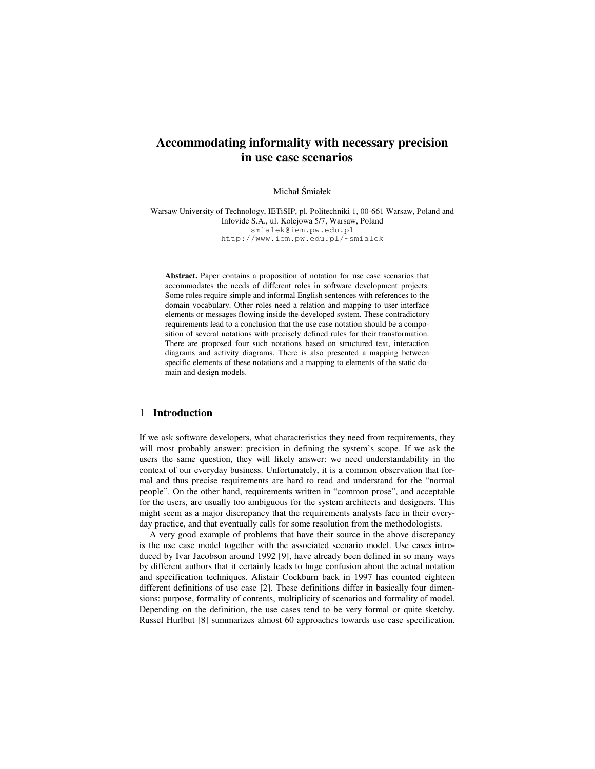# Accommodating informality with necessary precision in use case scenarios

Michał Śmiałek

Warsaw University of Technology, IETiSIP, pl. Politechniki 1, 00-661 Warsaw, Poland and Infovide S.A., ul. Kolejowa 5/7, Warsaw, Poland
smialek@iem.pw.edu.pl
http://www.iem.pw.edu.pl/~smialek

**Abstract.** Paper contains a proposition of notation for use case scenarios that accommodates the needs of different roles in software development projects. Some roles require simple and informal English sentences with references to the domain vocabulary. Other roles need a relation and mapping to user interface elements or messages flowing inside the developed system. These contradictory requirements lead to a conclusion that the use case notation should be a composition of several notations with precisely defined rules for their transformation. There are proposed four such notations based on structured text, interaction diagrams and activity diagrams. There is also presented a mapping between specific elements of these notations and a mapping to elements of the static domain and design models.

## 1 Introduction

If we ask software developers, what characteristics they need from requirements, they will most probably answer: precision in defining the system's scope. If we ask the users the same question, they will likely answer: we need understandability in the context of our everyday business. Unfortunately, it is a common observation that formal and thus precise requirements are hard to read and understand for the "normal people". On the other hand, requirements written in "common prose", and acceptable for the users, are usually too ambiguous for the system architects and designers. This might seem as a major discrepancy that the requirements analysts face in their everyday practice, and that eventually calls for some resolution from the methodologists.

A very good example of problems that have their source in the above discrepancy is the use case model together with the associated scenario model. Use cases introduced by Ivar Jacobson around 1992 [9], have already been defined in so many ways by different authors that it certainly leads to huge confusion about the actual notation and specification techniques. Alistair Cockburn back in 1997 has counted eighteen different definitions of use case [2]. These definitions differ in basically four dimensions: purpose, formality of contents, multiplicity of scenarios and formality of model. Depending on the definition, the use cases tend to be very formal or quite sketchy. Russel Hurlbut [8] summarizes almost 60 approaches towards use case specification.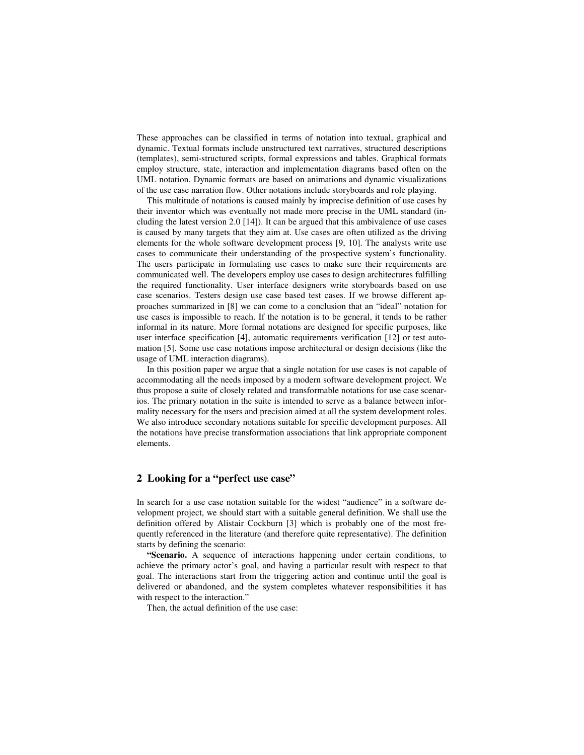These approaches can be classified in terms of notation into textual, graphical and dynamic. Textual formats include unstructured text narratives, structured descriptions (templates), semi-structured scripts, formal expressions and tables. Graphical formats employ structure, state, interaction and implementation diagrams based often on the UML notation. Dynamic formats are based on animations and dynamic visualizations of the use case narration flow. Other notations include storyboards and role playing.

This multitude of notations is caused mainly by imprecise definition of use cases by their inventor which was eventually not made more precise in the UML standard (including the latest version 2.0 [14]). It can be argued that this ambivalence of use cases is caused by many targets that they aim at. Use cases are often utilized as the driving elements for the whole software development process [9, 10]. The analysts write use cases to communicate their understanding of the prospective system's functionality. The users participate in formulating use cases to make sure their requirements are communicated well. The developers employ use cases to design architectures fulfilling the required functionality. User interface designers write storyboards based on use case scenarios. Testers design use case based test cases. If we browse different approaches summarized in [8] we can come to a conclusion that an "ideal" notation for use cases is impossible to reach. If the notation is to be general, it tends to be rather informal in its nature. More formal notations are designed for specific purposes, like user interface specification [4], automatic requirements verification [12] or test automation [5]. Some use case notations impose architectural or design decisions (like the usage of UML interaction diagrams).

In this position paper we argue that a single notation for use cases is not capable of accommodating all the needs imposed by a modern software development project. We thus propose a suite of closely related and transformable notations for use case scenarios. The primary notation in the suite is intended to serve as a balance between informality necessary for the users and precision aimed at all the system development roles. We also introduce secondary notations suitable for specific development purposes. All the notations have precise transformation associations that link appropriate component elements.

## 2 Looking for a "perfect use case"

In search for a use case notation suitable for the widest "audience" in a software development project, we should start with a suitable general definition. We shall use the definition offered by Alistair Cockburn [3] which is probably one of the most frequently referenced in the literature (and therefore quite representative). The definition starts by defining the scenario:

**"Scenario.** A sequence of interactions happening under certain conditions, to achieve the primary actor's goal, and having a particular result with respect to that goal. The interactions start from the triggering action and continue until the goal is delivered or abandoned, and the system completes whatever responsibilities it has with respect to the interaction."

Then, the actual definition of the use case: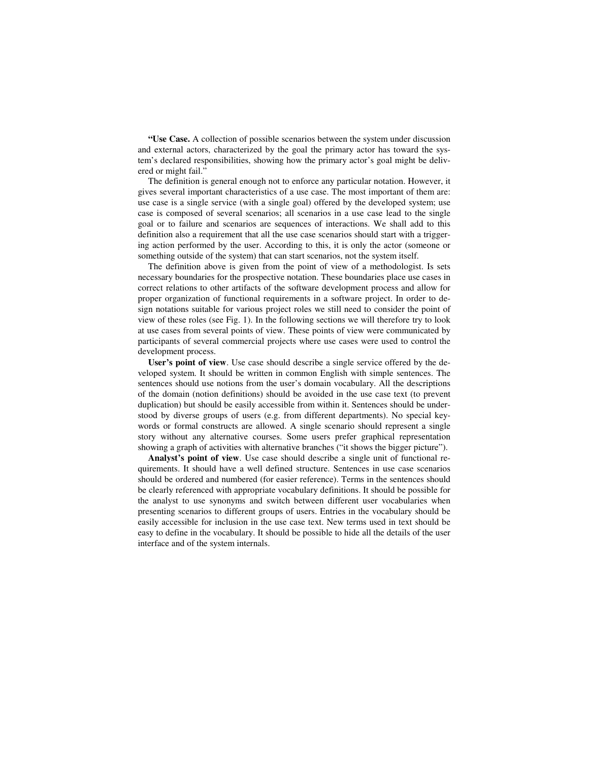**"Use Case.** A collection of possible scenarios between the system under discussion and external actors, characterized by the goal the primary actor has toward the system's declared responsibilities, showing how the primary actor's goal might be delivered or might fail."

The definition is general enough not to enforce any particular notation. However, it gives several important characteristics of a use case. The most important of them are: use case is a single service (with a single goal) offered by the developed system; use case is composed of several scenarios; all scenarios in a use case lead to the single goal or to failure and scenarios are sequences of interactions. We shall add to this definition also a requirement that all the use case scenarios should start with a triggering action performed by the user. According to this, it is only the actor (someone or something outside of the system) that can start scenarios, not the system itself.

The definition above is given from the point of view of a methodologist. Is sets necessary boundaries for the prospective notation. These boundaries place use cases in correct relations to other artifacts of the software development process and allow for proper organization of functional requirements in a software project. In order to design notations suitable for various project roles we still need to consider the point of view of these roles (see Fig. 1). In the following sections we will therefore try to look at use cases from several points of view. These points of view were communicated by participants of several commercial projects where use cases were used to control the development process.

**User's point of view**. Use case should describe a single service offered by the developed system. It should be written in common English with simple sentences. The sentences should use notions from the user's domain vocabulary. All the descriptions of the domain (notion definitions) should be avoided in the use case text (to prevent duplication) but should be easily accessible from within it. Sentences should be understood by diverse groups of users (e.g. from different departments). No special keywords or formal constructs are allowed. A single scenario should represent a single story without any alternative courses. Some users prefer graphical representation showing a graph of activities with alternative branches ("it shows the bigger picture").

**Analyst's point of view**. Use case should describe a single unit of functional requirements. It should have a well defined structure. Sentences in use case scenarios should be ordered and numbered (for easier reference). Terms in the sentences should be clearly referenced with appropriate vocabulary definitions. It should be possible for the analyst to use synonyms and switch between different user vocabularies when presenting scenarios to different groups of users. Entries in the vocabulary should be easily accessible for inclusion in the use case text. New terms used in text should be easy to define in the vocabulary. It should be possible to hide all the details of the user interface and of the system internals.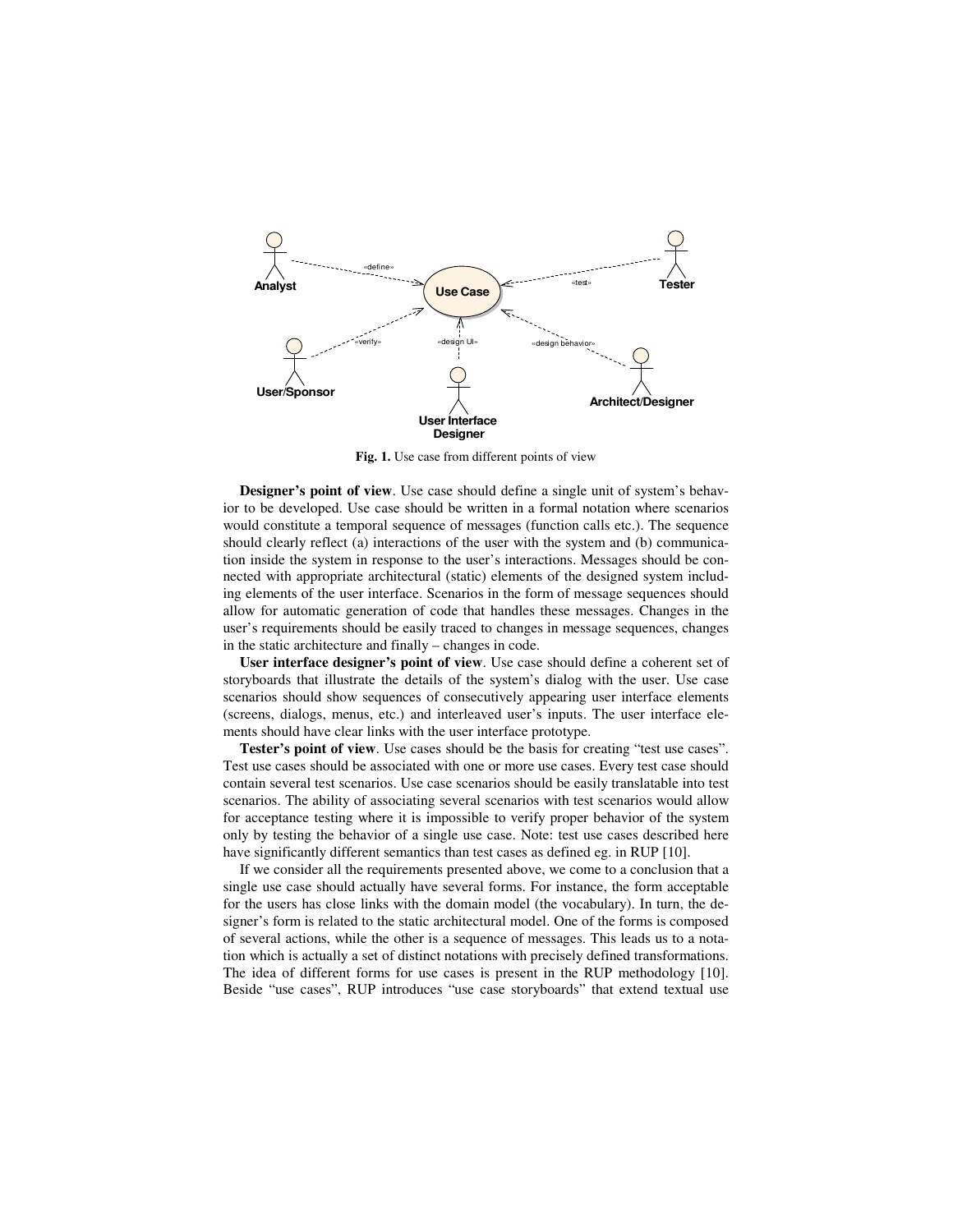Fig. 1. Use case from different points of view

**Designer's point of view**. Use case should define a single unit of system's behavior to be developed. Use case should be written in a formal notation where scenarios would constitute a temporal sequence of messages (function calls etc.). The sequence should clearly reflect (a) interactions of the user with the system and (b) communication inside the system in response to the user's interactions. Messages should be connected with appropriate architectural (static) elements of the designed system including elements of the user interface. Scenarios in the form of message sequences should allow for automatic generation of code that handles these messages. Changes in the user's requirements should be easily traced to changes in message sequences, changes in the static architecture and finally – changes in code.

**User interface designer's point of view**. Use case should define a coherent set of storyboards that illustrate the details of the system's dialog with the user. Use case scenarios should show sequences of consecutively appearing user interface elements (screens, dialogs, menus, etc.) and interleaved user's inputs. The user interface elements should have clear links with the user interface prototype.

**Tester's point of view**. Use cases should be the basis for creating "test use cases". Test use cases should be associated with one or more use cases. Every test case should contain several test scenarios. Use case scenarios should be easily translatable into test scenarios. The ability of associating several scenarios with test scenarios would allow for acceptance testing where it is impossible to verify proper behavior of the system only by testing the behavior of a single use case. Note: test use cases described here have significantly different semantics than test cases as defined eg. in RUP [10].

If we consider all the requirements presented above, we come to a conclusion that a single use case should actually have several forms. For instance, the form acceptable for the users has close links with the domain model (the vocabulary). In turn, the designer's form is related to the static architectural model. One of the forms is composed of several actions, while the other is a sequence of messages. This leads us to a notation which is actually a set of distinct notations with precisely defined transformations. The idea of different forms for use cases is present in the RUP methodology [10]. Beside "use cases", RUP introduces "use case storyboards" that extend textual use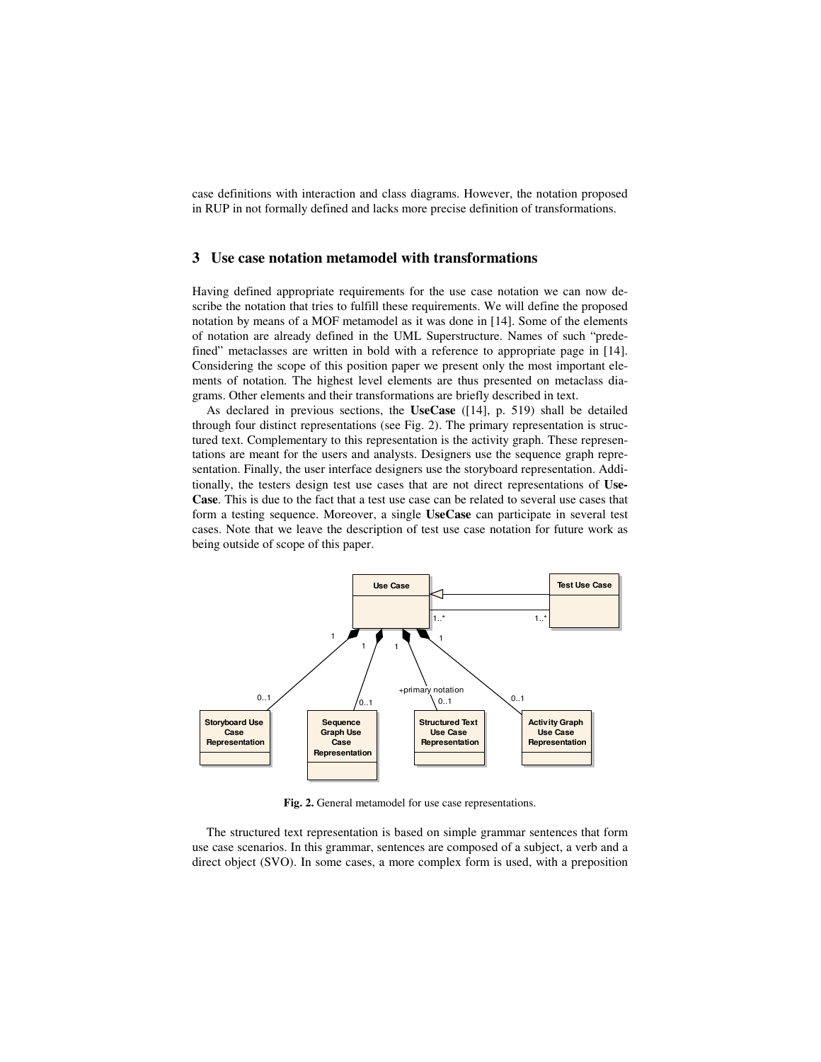case definitions with interaction and class diagrams. However, the notation proposed in RUP in not formally defined and lacks more precise definition of transformations.

## 3 Use case notation metamodel with transformations

Having defined appropriate requirements for the use case notation we can now describe the notation that tries to fulfill these requirements. We will define the proposed notation by means of a MOF metamodel as it was done in [14]. Some of the elements of notation are already defined in the UML Superstructure. Names of such "predefined" metaclasses are written in bold with a reference to appropriate page in [14]. Considering the scope of this position paper we present only the most important elements of notation. The highest level elements are thus presented on metaclass diagrams. Other elements and their transformations are briefly described in text.

As declared in previous sections, the **UseCase** ([14], p. 519) shall be detailed through four distinct representations (see Fig. 2). The primary representation is structured text. Complementary to this representation is the activity graph. These representations are meant for the users and analysts. Designers use the sequence graph representation. Finally, the user interface designers use the storyboard representation. Additionally, the testers design test use cases that are not direct representations of **UseCase**. This is due to the fact that a test use case can be related to several use cases that form a testing sequence. Moreover, a single **UseCase** can participate in several test cases. Note that we leave the description of test use case notation for future work as being outside of scope of this paper.

**Fig. 2.** General metamodel for use case representations.

The structured text representation is based on simple grammar sentences that form use case scenarios. In this grammar, sentences are composed of a subject, a verb and a direct object (SVO). In some cases, a more complex form is used, with a preposition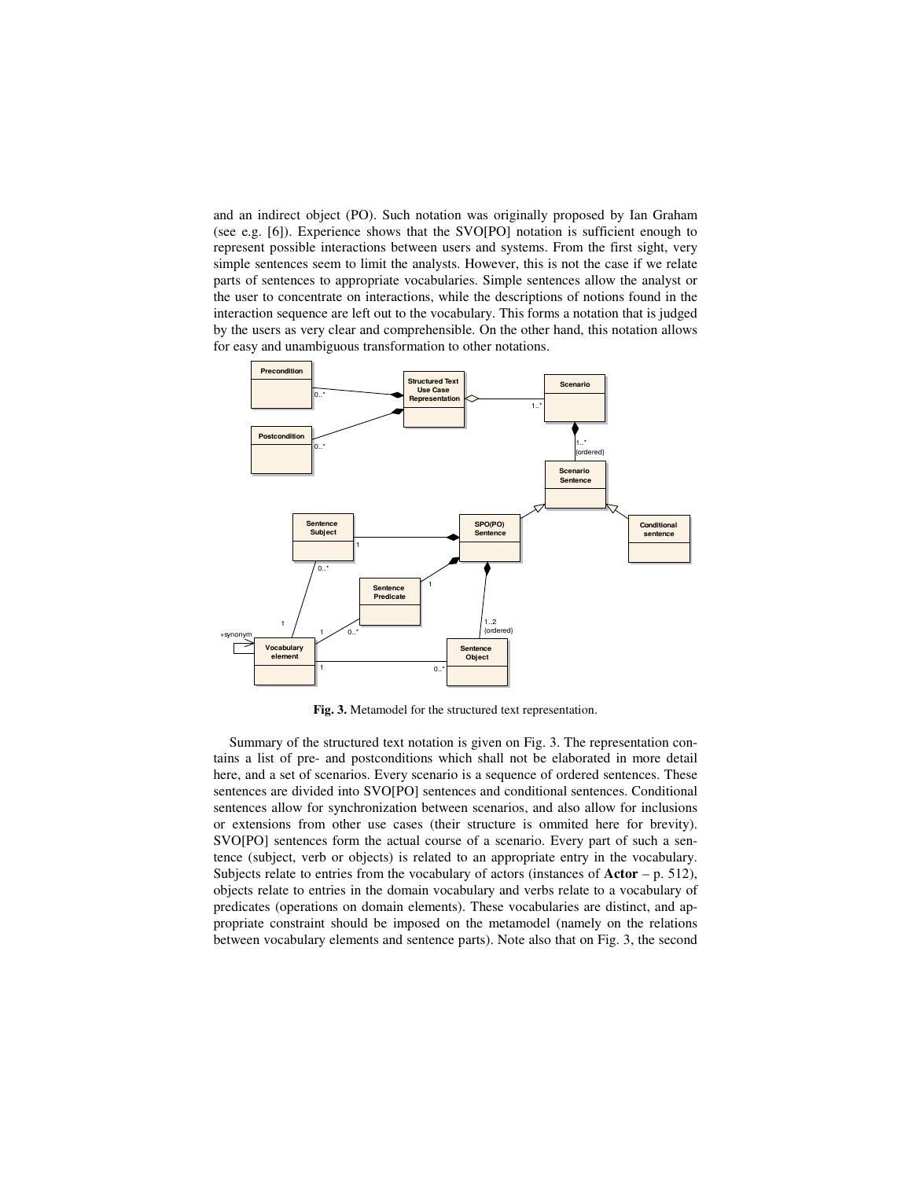and an indirect object (PO). Such notation was originally proposed by Ian Graham (see e.g. [6]). Experience shows that the SVO[PO] notation is sufficient enough to represent possible interactions between users and systems. From the first sight, very simple sentences seem to limit the analysts. However, this is not the case if we relate parts of sentences to appropriate vocabularies. Simple sentences allow the analyst or the user to concentrate on interactions, while the descriptions of notions found in the interaction sequence are left out to the vocabulary. This forms a notation that is judged by the users as very clear and comprehensible. On the other hand, this notation allows for easy and unambiguous transformation to other notations.

**Fig. 3.** Metamodel for the structured text representation.

Summary of the structured text notation is given on Fig. 3. The representation contains a list of pre- and postconditions which shall not be elaborated in more detail here, and a set of scenarios. Every scenario is a sequence of ordered sentences. These sentences are divided into SVO[PO] sentences and conditional sentences. Conditional sentences allow for synchronization between scenarios, and also allow for inclusions or extensions from other use cases (their structure is ommited here for brevity). SVO[PO] sentences form the actual course of a scenario. Every part of such a sentence (subject, verb or objects) is related to an appropriate entry in the vocabulary. Subjects relate to entries from the vocabulary of actors (instances of **Actor** – p. 512), objects relate to entries in the domain vocabulary and verbs relate to a vocabulary of predicates (operations on domain elements). These vocabularies are distinct, and appropriate constraint should be imposed on the metamodel (namely on the relations between vocabulary elements and sentence parts). Note also that on Fig. 3, the second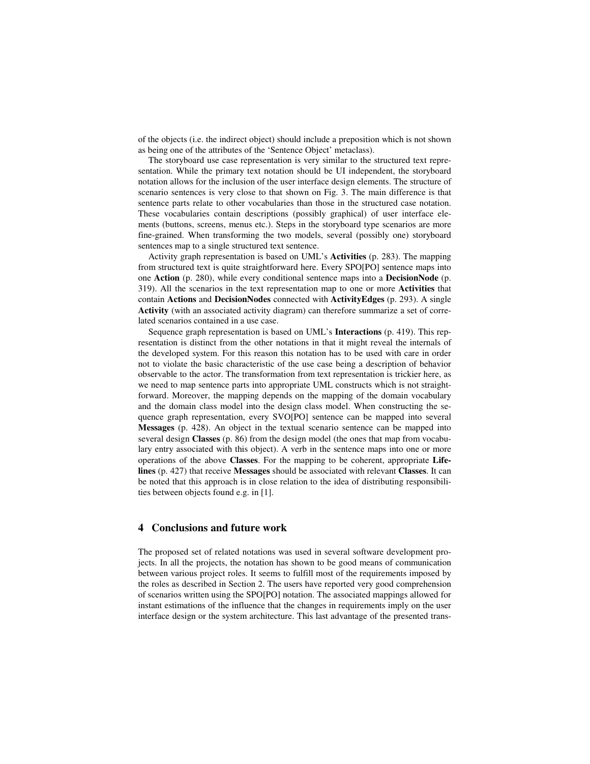of the objects (i.e. the indirect object) should include a preposition which is not shown as being one of the attributes of the 'Sentence Object' metaclass).

The storyboard use case representation is very similar to the structured text representation. While the primary text notation should be UI independent, the storyboard notation allows for the inclusion of the user interface design elements. The structure of scenario sentences is very close to that shown on Fig. 3. The main difference is that sentence parts relate to other vocabularies than those in the structured case notation. These vocabularies contain descriptions (possibly graphical) of user interface elements (buttons, screens, menus etc.). Steps in the storyboard type scenarios are more fine-grained. When transforming the two models, several (possibly one) storyboard sentences map to a single structured text sentence.

Activity graph representation is based on UML's **Activities** (p. 283). The mapping from structured text is quite straightforward here. Every SPO[PO] sentence maps into one **Action** (p. 280), while every conditional sentence maps into a **DecisionNode** (p. 319). All the scenarios in the text representation map to one or more **Activities** that contain **Actions** and **DecisionNodes** connected with **ActivityEdges** (p. 293). A single **Activity** (with an associated activity diagram) can therefore summarize a set of correlated scenarios contained in a use case.

Sequence graph representation is based on UML's **Interactions** (p. 419). This representation is distinct from the other notations in that it might reveal the internals of the developed system. For this reason this notation has to be used with care in order not to violate the basic characteristic of the use case being a description of behavior observable to the actor. The transformation from text representation is trickier here, as we need to map sentence parts into appropriate UML constructs which is not straightforward. Moreover, the mapping depends on the mapping of the domain vocabulary and the domain class model into the design class model. When constructing the sequence graph representation, every SVO[PO] sentence can be mapped into several **Messages** (p. 428). An object in the textual scenario sentence can be mapped into several design **Classes** (p. 86) from the design model (the ones that map from vocabulary entry associated with this object). A verb in the sentence maps into one or more operations of the above **Classes**. For the mapping to be coherent, appropriate **Lifelines** (p. 427) that receive **Messages** should be associated with relevant **Classes**. It can be noted that this approach is in close relation to the idea of distributing responsibilities between objects found e.g. in [1].

## 4 Conclusions and future work

The proposed set of related notations was used in several software development projects. In all the projects, the notation has shown to be good means of communication between various project roles. It seems to fulfill most of the requirements imposed by the roles as described in Section 2. The users have reported very good comprehension of scenarios written using the SPO[PO] notation. The associated mappings allowed for instant estimations of the influence that the changes in requirements imply on the user interface design or the system architecture. This last advantage of the presented trans-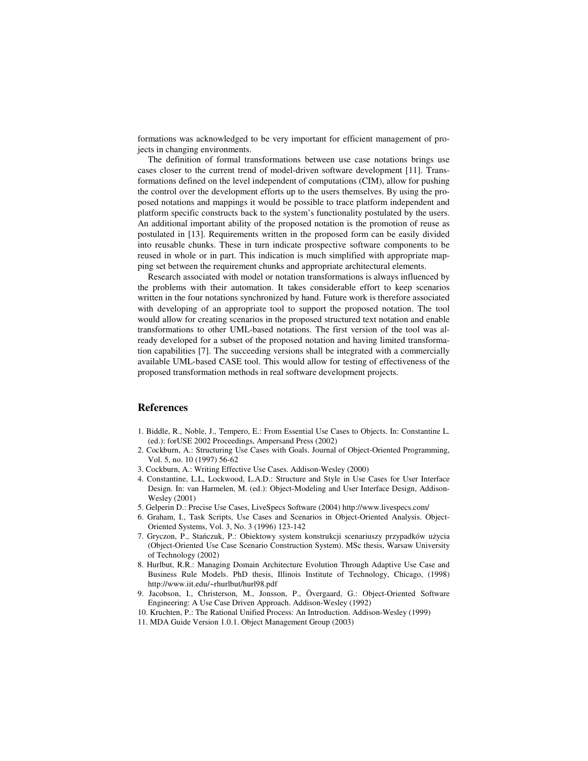formations was acknowledged to be very important for efficient management of projects in changing environments.

The definition of formal transformations between use case notations brings use cases closer to the current trend of model-driven software development [11]. Transformations defined on the level independent of computations (CIM), allow for pushing the control over the development efforts up to the users themselves. By using the proposed notations and mappings it would be possible to trace platform independent and platform specific constructs back to the system's functionality postulated by the users. An additional important ability of the proposed notation is the promotion of reuse as postulated in [13]. Requirements written in the proposed form can be easily divided into reusable chunks. These in turn indicate prospective software components to be reused in whole or in part. This indication is much simplified with appropriate mapping set between the requirement chunks and appropriate architectural elements.

Research associated with model or notation transformations is always influenced by the problems with their automation. It takes considerable effort to keep scenarios written in the four notations synchronized by hand. Future work is therefore associated with developing of an appropriate tool to support the proposed notation. The tool would allow for creating scenarios in the proposed structured text notation and enable transformations to other UML-based notations. The first version of the tool was already developed for a subset of the proposed notation and having limited transformation capabilities [7]. The succeeding versions shall be integrated with a commercially available UML-based CASE tool. This would allow for testing of effectiveness of the proposed transformation methods in real software development projects.

## References

1. Biddle, R., Noble, J., Tempero, E.: From Essential Use Cases to Objects. In: Constantine L. (ed.): forUSE 2002 Proceedings, Ampersand Press (2002)
2. Cockburn, A.: Structuring Use Cases with Goals. Journal of Object-Oriented Programming, Vol. 5, no. 10 (1997) 56-62
3. Cockburn, A.: Writing Effective Use Cases. Addison-Wesley (2000)
4. Constantine, L.L, Lockwood, L.A.D.: Structure and Style in Use Cases for User Interface Design. In: van Harmelen, M. (ed.): Object-Modeling and User Interface Design, Addison-Wesley (2001)
5. Gelperin D.: Precise Use Cases, LiveSpecs Software (2004) http://www.livespecs.com/
6. Graham, I., Task Scripts, Use Cases and Scenarios in Object-Oriented Analysis. Object-Oriented Systems, Vol. 3, No. 3 (1996) 123-142
7. Gryczon, P., Stańczuk, P.: Obiektowy system konstrukcji scenariuszy przypadków użycia (Object-Oriented Use Case Scenario Construction System). MSc thesis, Warsaw University of Technology (2002)
8. Hurlbut, R.R.: Managing Domain Architecture Evolution Through Adaptive Use Case and Business Rule Models. PhD thesis, Illinois Institute of Technology, Chicago, (1998) http://www.iit.edu/~rhurlbut/hurl98.pdf
9. Jacobson, I., Christerson, M., Jonsson, P., Övergaard, G.: Object-Oriented Software Engineering: A Use Case Driven Approach. Addison-Wesley (1992)
10. Kruchten, P.: The Rational Unified Process: An Introduction. Addison-Wesley (1999)
11. MDA Guide Version 1.0.1. Object Management Group (2003)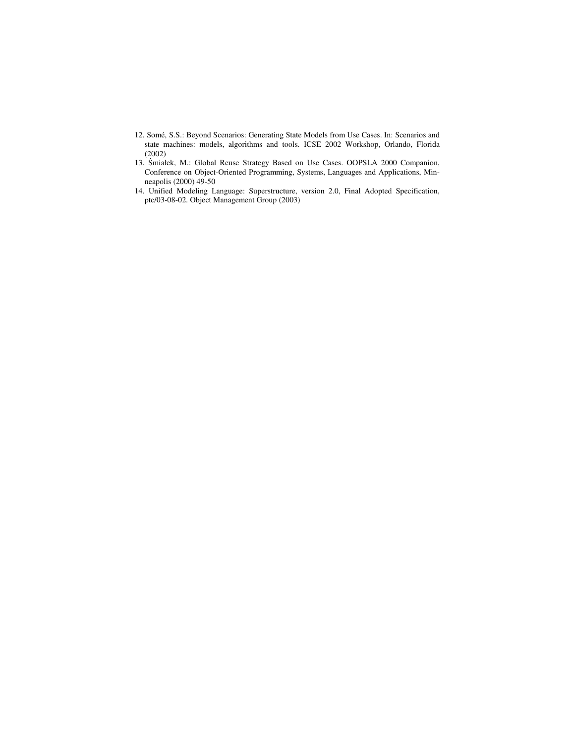12. Somé, S.S.: Beyond Scenarios: Generating State Models from Use Cases. In: Scenarios and state machines: models, algorithms and tools. ICSE 2002 Workshop, Orlando, Florida (2002)
13. Śmiałek, M.: Global Reuse Strategy Based on Use Cases. OOPSLA 2000 Companion, Conference on Object-Oriented Programming, Systems, Languages and Applications, Minneapolis (2000) 49-50
14. Unified Modeling Language: Superstructure, version 2.0, Final Adopted Specification, ptc/03-08-02. Object Management Group (2003)